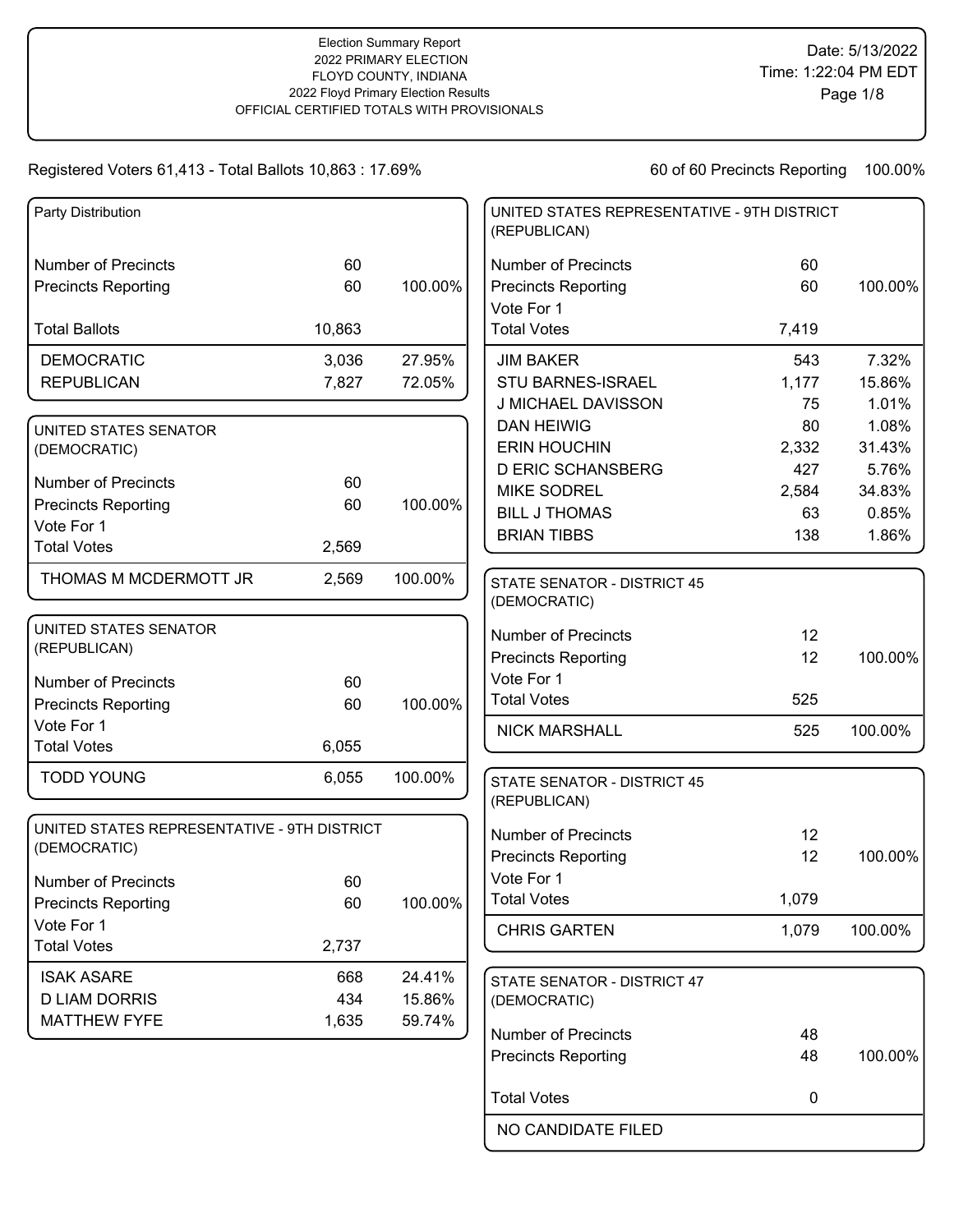Election Summary Report
2022 PRIMARY ELECTION
FLOYD COUNTY, INDIANA
2022 Floyd Primary Election Results
OFFICIAL CERTIFIED TOTALS WITH PROVISIONALS

Date: 5/13/2022
Time: 1:22:04 PM EDT

Registered Voters 61,413 - Total Ballots 10,863 : 17.69%

60 of 60 Precincts Reporting 100.00%

### Party Distribution

| | | |
|---|---|---|
| Number of Precincts | 60 | |
| Precincts Reporting | 60 | 100.00% |
| Total Ballots | 10,863 | |
| DEMOCRATIC | 3,036 | 27.95% |
| REPUBLICAN | 7,827 | 72.05% |

### UNITED STATES SENATOR (DEMOCRATIC)

| | | |
|---|---|---|
| Number of Precincts | 60 | |
| Precincts Reporting | 60 | 100.00% |
| Vote For 1 | | |
| Total Votes | 2,569 | |
| THOMAS M MCDERMOTT JR | 2,569 | 100.00% |

### UNITED STATES SENATOR (REPUBLICAN)

| | | |
|---|---|---|
| Number of Precincts | 60 | |
| Precincts Reporting | 60 | 100.00% |
| Vote For 1 | | |
| Total Votes | 6,055 | |
| TODD YOUNG | 6,055 | 100.00% |

### UNITED STATES REPRESENTATIVE - 9TH DISTRICT (DEMOCRATIC)

| | | |
|---|---|---|
| Number of Precincts | 60 | |
| Precincts Reporting | 60 | 100.00% |
| Vote For 1 | | |
| Total Votes | 2,737 | |
| ISAK ASARE | 668 | 24.41% |
| D LIAM DORRIS | 434 | 15.86% |
| MATTHEW FYFE | 1,635 | 59.74% |

### UNITED STATES REPRESENTATIVE - 9TH DISTRICT (REPUBLICAN)

| | | |
|---|---|---|
| Number of Precincts | 60 | |
| Precincts Reporting | 60 | 100.00% |
| Vote For 1 | | |
| Total Votes | 7,419 | |
| JIM BAKER | 543 | 7.32% |
| STU BARNES-ISRAEL | 1,177 | 15.86% |
| J MICHAEL DAVISSON | 75 | 1.01% |
| DAN HEIWIG | 80 | 1.08% |
| ERIN HOUCHIN | 2,332 | 31.43% |
| D ERIC SCHANSBERG | 427 | 5.76% |
| MIKE SODREL | 2,584 | 34.83% |
| BILL J THOMAS | 63 | 0.85% |
| BRIAN TIBBS | 138 | 1.86% |

### STATE SENATOR - DISTRICT 45 (DEMOCRATIC)

| | | |
|---|---|---|
| Number of Precincts | 12 | |
| Precincts Reporting | 12 | 100.00% |
| Vote For 1 | | |
| Total Votes | 525 | |
| NICK MARSHALL | 525 | 100.00% |

### STATE SENATOR - DISTRICT 45 (REPUBLICAN)

| | | |
|---|---|---|
| Number of Precincts | 12 | |
| Precincts Reporting | 12 | 100.00% |
| Vote For 1 | | |
| Total Votes | 1,079 | |
| CHRIS GARTEN | 1,079 | 100.00% |

### STATE SENATOR - DISTRICT 47 (DEMOCRATIC)

| | | |
|---|---|---|
| Number of Precincts | 48 | |
| Precincts Reporting | 48 | 100.00% |
| Total Votes | 0 | |
| NO CANDIDATE FILED | | |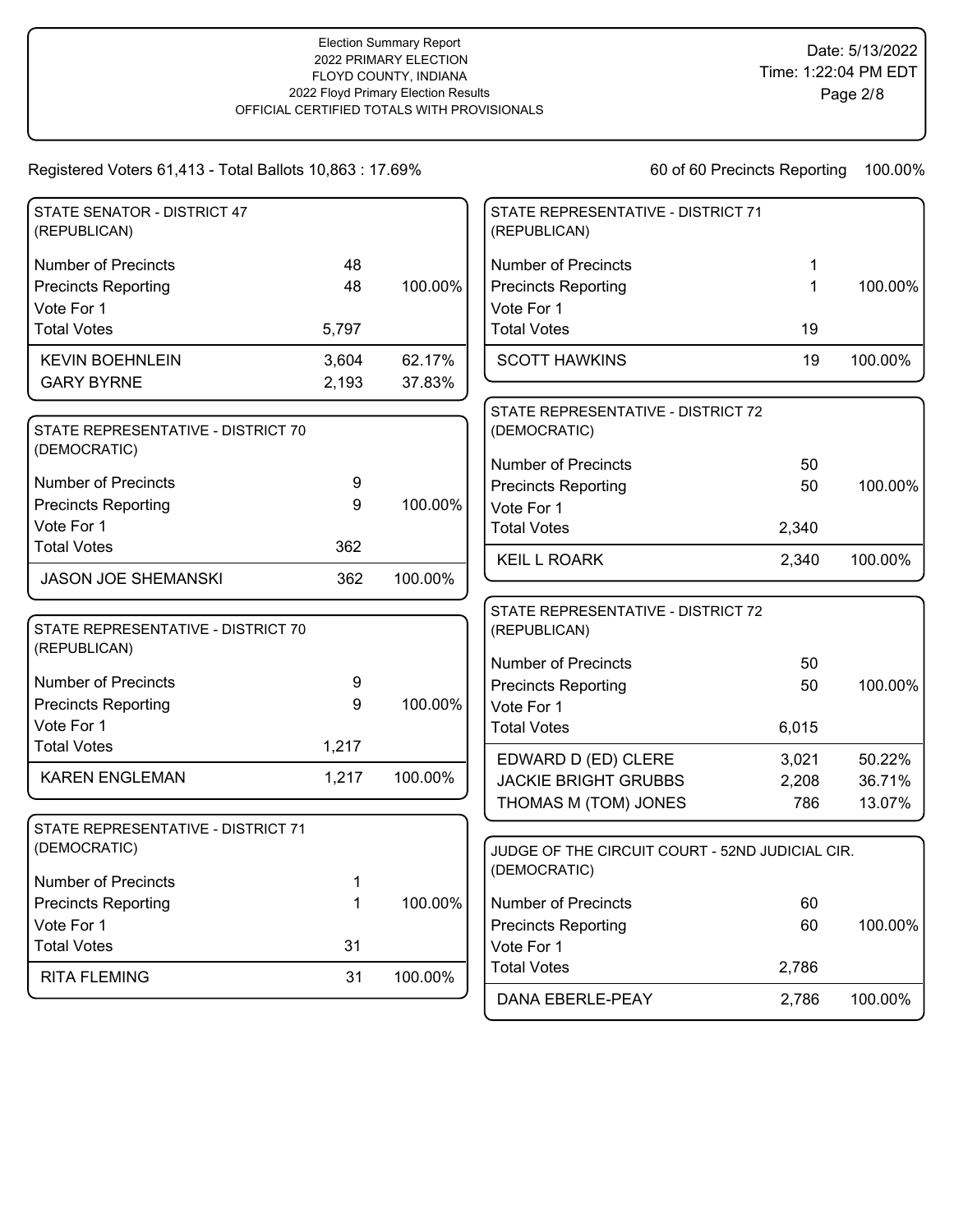Registered Voters 61,413 - Total Ballots 10,863 : 17.69%

60 of 60 Precincts Reporting 100.00%

### STATE SENATOR - DISTRICT 47 (REPUBLICAN)

| | | |
|---|---|---|
| Number of Precincts | 48 | |
| Precincts Reporting | 48 | 100.00% |
| Vote For 1 | | |
| Total Votes | 5,797 | |
| KEVIN BOEHNLEIN | 3,604 | 62.17% |
| GARY BYRNE | 2,193 | 37.83% |

### STATE REPRESENTATIVE - DISTRICT 70 (DEMOCRATIC)

| | | |
|---|---|---|
| Number of Precincts | 9 | |
| Precincts Reporting | 9 | 100.00% |
| Vote For 1 | | |
| Total Votes | 362 | |
| JASON JOE SHEMANSKI | 362 | 100.00% |

### STATE REPRESENTATIVE - DISTRICT 70 (REPUBLICAN)

| | | |
|---|---|---|
| Number of Precincts | 9 | |
| Precincts Reporting | 9 | 100.00% |
| Vote For 1 | | |
| Total Votes | 1,217 | |
| KAREN ENGLEMAN | 1,217 | 100.00% |

### STATE REPRESENTATIVE - DISTRICT 71 (DEMOCRATIC)

| | | |
|---|---|---|
| Number of Precincts | 1 | |
| Precincts Reporting | 1 | 100.00% |
| Vote For 1 | | |
| Total Votes | 31 | |
| RITA FLEMING | 31 | 100.00% |

### STATE REPRESENTATIVE - DISTRICT 71 (REPUBLICAN)

| | | |
|---|---|---|
| Number of Precincts | 1 | |
| Precincts Reporting | 1 | 100.00% |
| Vote For 1 | | |
| Total Votes | 19 | |
| SCOTT HAWKINS | 19 | 100.00% |

### STATE REPRESENTATIVE - DISTRICT 72 (DEMOCRATIC)

| | | |
|---|---|---|
| Number of Precincts | 50 | |
| Precincts Reporting | 50 | 100.00% |
| Vote For 1 | | |
| Total Votes | 2,340 | |
| KEIL L ROARK | 2,340 | 100.00% |

### STATE REPRESENTATIVE - DISTRICT 72 (REPUBLICAN)

| | | |
|---|---|---|
| Number of Precincts | 50 | |
| Precincts Reporting | 50 | 100.00% |
| Vote For 1 | | |
| Total Votes | 6,015 | |
| EDWARD D (ED) CLERE | 3,021 | 50.22% |
| JACKIE BRIGHT GRUBBS | 2,208 | 36.71% |
| THOMAS M (TOM) JONES | 786 | 13.07% |

### JUDGE OF THE CIRCUIT COURT - 52ND JUDICIAL CIR. (DEMOCRATIC)

| | | |
|---|---|---|
| Number of Precincts | 60 | |
| Precincts Reporting | 60 | 100.00% |
| Vote For 1 | | |
| Total Votes | 2,786 | |
| DANA EBERLE-PEAY | 2,786 | 100.00% |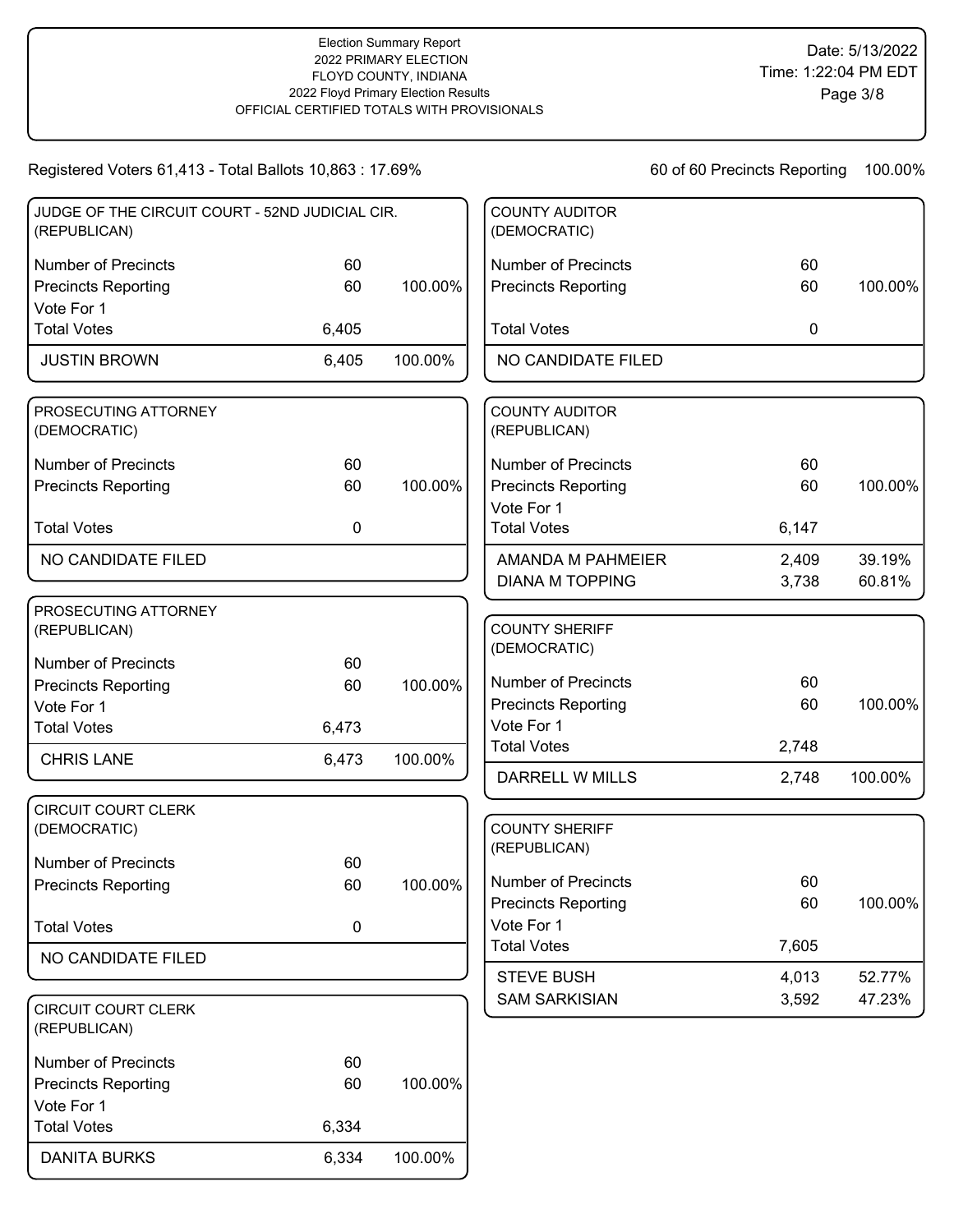Election Summary Report
2022 PRIMARY ELECTION
FLOYD COUNTY, INDIANA
2022 Floyd Primary Election Results
OFFICIAL CERTIFIED TOTALS WITH PROVISIONALS

Date: 5/13/2022
Time: 1:22:04 PM EDT

Registered Voters 61,413 - Total Ballots 10,863 : 17.69%

60 of 60 Precincts Reporting 100.00%

### JUDGE OF THE CIRCUIT COURT - 52ND JUDICIAL CIR. (REPUBLICAN)

| | | |
|---|---|---|
| Number of Precincts | 60 | |
| Precincts Reporting | 60 | 100.00% |
| Vote For 1 | | |
| Total Votes | 6,405 | |
| JUSTIN BROWN | 6,405 | 100.00% |

### PROSECUTING ATTORNEY (DEMOCRATIC)

| | | |
|---|---|---|
| Number of Precincts | 60 | |
| Precincts Reporting | 60 | 100.00% |
| Total Votes | 0 | |
| NO CANDIDATE FILED | | |

### PROSECUTING ATTORNEY (REPUBLICAN)

| | | |
|---|---|---|
| Number of Precincts | 60 | |
| Precincts Reporting | 60 | 100.00% |
| Vote For 1 | | |
| Total Votes | 6,473 | |
| CHRIS LANE | 6,473 | 100.00% |

### CIRCUIT COURT CLERK (DEMOCRATIC)

| | | |
|---|---|---|
| Number of Precincts | 60 | |
| Precincts Reporting | 60 | 100.00% |
| Total Votes | 0 | |
| NO CANDIDATE FILED | | |

### CIRCUIT COURT CLERK (REPUBLICAN)

| | | |
|---|---|---|
| Number of Precincts | 60 | |
| Precincts Reporting | 60 | 100.00% |
| Vote For 1 | | |
| Total Votes | 6,334 | |
| DANITA BURKS | 6,334 | 100.00% |

### COUNTY AUDITOR (DEMOCRATIC)

| | | |
|---|---|---|
| Number of Precincts | 60 | |
| Precincts Reporting | 60 | 100.00% |
| Total Votes | 0 | |
| NO CANDIDATE FILED | | |

### COUNTY AUDITOR (REPUBLICAN)

| | | |
|---|---|---|
| Number of Precincts | 60 | |
| Precincts Reporting | 60 | 100.00% |
| Vote For 1 | | |
| Total Votes | 6,147 | |
| AMANDA M PAHMEIER | 2,409 | 39.19% |
| DIANA M TOPPING | 3,738 | 60.81% |

### COUNTY SHERIFF (DEMOCRATIC)

| | | |
|---|---|---|
| Number of Precincts | 60 | |
| Precincts Reporting | 60 | 100.00% |
| Vote For 1 | | |
| Total Votes | 2,748 | |
| DARRELL W MILLS | 2,748 | 100.00% |

### COUNTY SHERIFF (REPUBLICAN)

| | | |
|---|---|---|
| Number of Precincts | 60 | |
| Precincts Reporting | 60 | 100.00% |
| Vote For 1 | | |
| Total Votes | 7,605 | |
| STEVE BUSH | 4,013 | 52.77% |
| SAM SARKISIAN | 3,592 | 47.23% |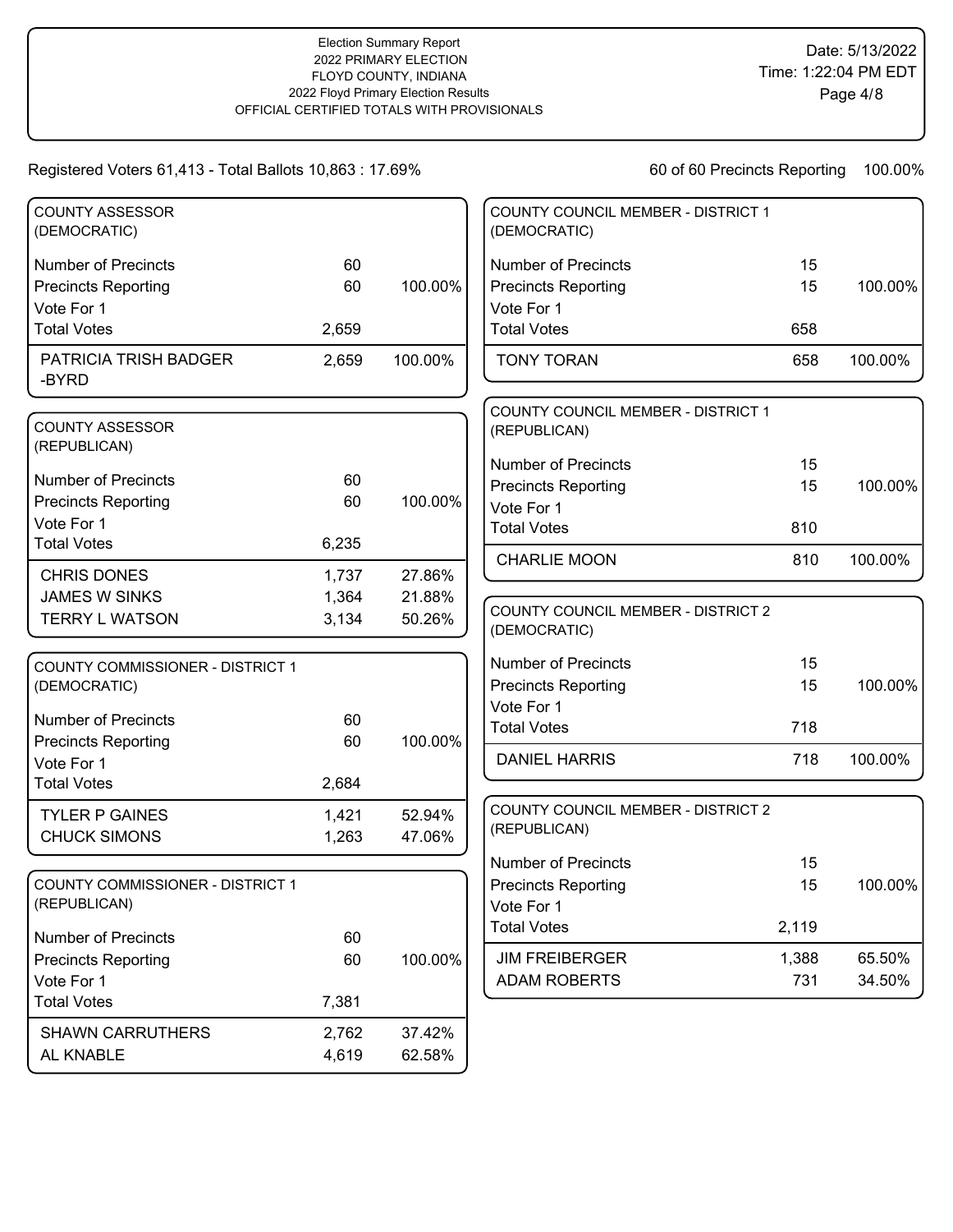Registered Voters 61,413 - Total Ballots 10,863 : 17.69%

60 of 60 Precincts Reporting 100.00%

## COUNTY ASSESSOR (DEMOCRATIC)

| | | |
|---|---|---|
| Number of Precincts | 60 | |
| Precincts Reporting | 60 | 100.00% |
| Vote For 1 | | |
| Total Votes | 2,659 | |
| PATRICIA TRISH BADGER -BYRD | 2,659 | 100.00% |

## COUNTY ASSESSOR (REPUBLICAN)

| | | |
|---|---|---|
| Number of Precincts | 60 | |
| Precincts Reporting | 60 | 100.00% |
| Vote For 1 | | |
| Total Votes | 6,235 | |
| CHRIS DONES | 1,737 | 27.86% |
| JAMES W SINKS | 1,364 | 21.88% |
| TERRY L WATSON | 3,134 | 50.26% |

## COUNTY COMMISSIONER - DISTRICT 1 (DEMOCRATIC)

| | | |
|---|---|---|
| Number of Precincts | 60 | |
| Precincts Reporting | 60 | 100.00% |
| Vote For 1 | | |
| Total Votes | 2,684 | |
| TYLER P GAINES | 1,421 | 52.94% |
| CHUCK SIMONS | 1,263 | 47.06% |

## COUNTY COMMISSIONER - DISTRICT 1 (REPUBLICAN)

| | | |
|---|---|---|
| Number of Precincts | 60 | |
| Precincts Reporting | 60 | 100.00% |
| Vote For 1 | | |
| Total Votes | 7,381 | |
| SHAWN CARRUTHERS | 2,762 | 37.42% |
| AL KNABLE | 4,619 | 62.58% |

## COUNTY COUNCIL MEMBER - DISTRICT 1 (DEMOCRATIC)

| | | |
|---|---|---|
| Number of Precincts | 15 | |
| Precincts Reporting | 15 | 100.00% |
| Vote For 1 | | |
| Total Votes | 658 | |
| TONY TORAN | 658 | 100.00% |

## COUNTY COUNCIL MEMBER - DISTRICT 1 (REPUBLICAN)

| | | |
|---|---|---|
| Number of Precincts | 15 | |
| Precincts Reporting | 15 | 100.00% |
| Vote For 1 | | |
| Total Votes | 810 | |
| CHARLIE MOON | 810 | 100.00% |

## COUNTY COUNCIL MEMBER - DISTRICT 2 (DEMOCRATIC)

| | | |
|---|---|---|
| Number of Precincts | 15 | |
| Precincts Reporting | 15 | 100.00% |
| Vote For 1 | | |
| Total Votes | 718 | |
| DANIEL HARRIS | 718 | 100.00% |

## COUNTY COUNCIL MEMBER - DISTRICT 2 (REPUBLICAN)

| | | |
|---|---|---|
| Number of Precincts | 15 | |
| Precincts Reporting | 15 | 100.00% |
| Vote For 1 | | |
| Total Votes | 2,119 | |
| JIM FREIBERGER | 1,388 | 65.50% |
| ADAM ROBERTS | 731 | 34.50% |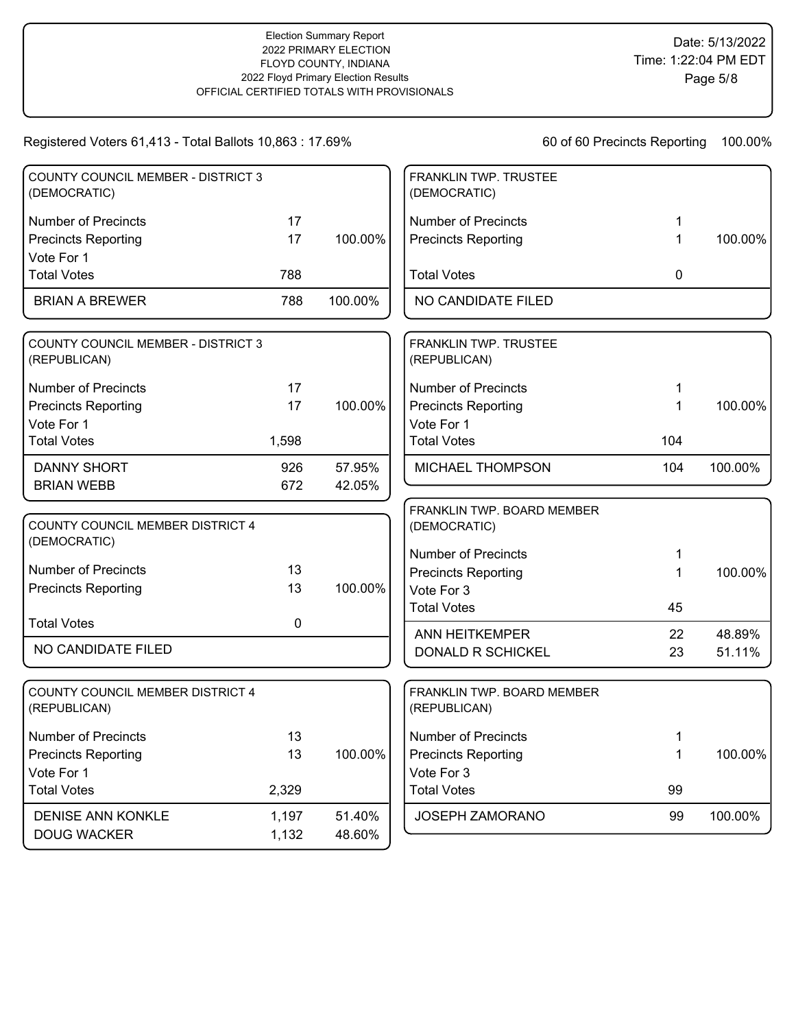Registered Voters 61,413 - Total Ballots 10,863 : 17.69%

60 of 60 Precincts Reporting 100.00%

## COUNTY COUNCIL MEMBER - DISTRICT 3 (DEMOCRATIC)

| | | |
|---|---|---|
| Number of Precincts | 17 | |
| Precincts Reporting | 17 | 100.00% |
| Vote For 1 | | |
| Total Votes | 788 | |
| BRIAN A BREWER | 788 | 100.00% |

## COUNTY COUNCIL MEMBER - DISTRICT 3 (REPUBLICAN)

| | | |
|---|---|---|
| Number of Precincts | 17 | |
| Precincts Reporting | 17 | 100.00% |
| Vote For 1 | | |
| Total Votes | 1,598 | |
| DANNY SHORT | 926 | 57.95% |
| BRIAN WEBB | 672 | 42.05% |

## COUNTY COUNCIL MEMBER DISTRICT 4 (DEMOCRATIC)

| | | |
|---|---|---|
| Number of Precincts | 13 | |
| Precincts Reporting | 13 | 100.00% |
| Total Votes | 0 | |
| NO CANDIDATE FILED | | |

## COUNTY COUNCIL MEMBER DISTRICT 4 (REPUBLICAN)

| | | |
|---|---|---|
| Number of Precincts | 13 | |
| Precincts Reporting | 13 | 100.00% |
| Vote For 1 | | |
| Total Votes | 2,329 | |
| DENISE ANN KONKLE | 1,197 | 51.40% |
| DOUG WACKER | 1,132 | 48.60% |

## FRANKLIN TWP. TRUSTEE (DEMOCRATIC)

| | | |
|---|---|---|
| Number of Precincts | 1 | |
| Precincts Reporting | 1 | 100.00% |
| Total Votes | 0 | |
| NO CANDIDATE FILED | | |

## FRANKLIN TWP. TRUSTEE (REPUBLICAN)

| | | |
|---|---|---|
| Number of Precincts | 1 | |
| Precincts Reporting | 1 | 100.00% |
| Vote For 1 | | |
| Total Votes | 104 | |
| MICHAEL THOMPSON | 104 | 100.00% |

## FRANKLIN TWP. BOARD MEMBER (DEMOCRATIC)

| | | |
|---|---|---|
| Number of Precincts | 1 | |
| Precincts Reporting | 1 | 100.00% |
| Vote For 3 | | |
| Total Votes | 45 | |
| ANN HEITKEMPER | 22 | 48.89% |
| DONALD R SCHICKEL | 23 | 51.11% |

## FRANKLIN TWP. BOARD MEMBER (REPUBLICAN)

| | | |
|---|---|---|
| Number of Precincts | 1 | |
| Precincts Reporting | 1 | 100.00% |
| Vote For 3 | | |
| Total Votes | 99 | |
| JOSEPH ZAMORANO | 99 | 100.00% |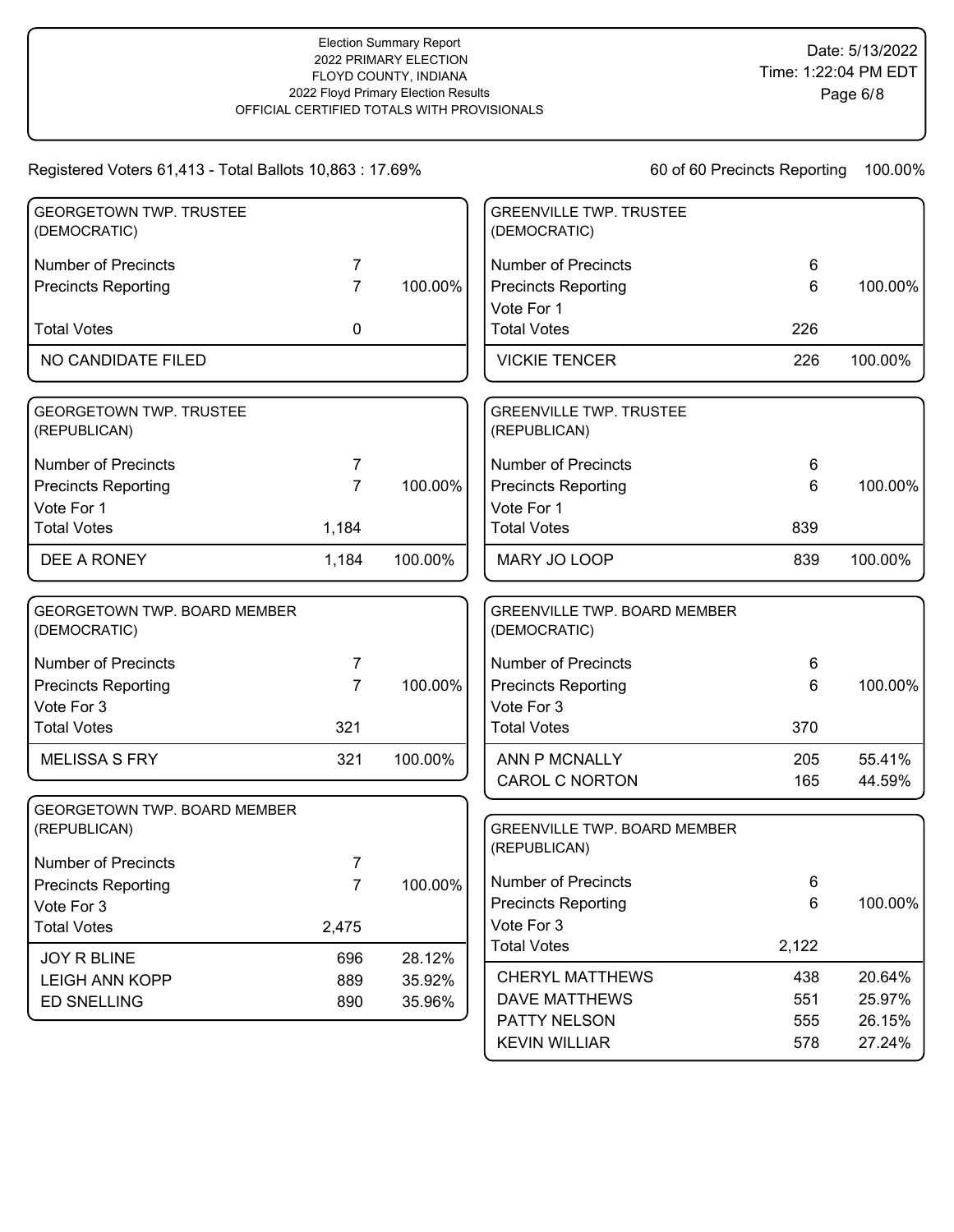Election Summary Report
2022 PRIMARY ELECTION
FLOYD COUNTY, INDIANA
2022 Floyd Primary Election Results
OFFICIAL CERTIFIED TOTALS WITH PROVISIONALS

Date: 5/13/2022
Time: 1:22:04 PM EDT

Registered Voters 61,413 - Total Ballots 10,863 : 17.69%

60 of 60 Precincts Reporting 100.00%

## GEORGETOWN TWP. TRUSTEE (DEMOCRATIC)

| | | |
|---|---|---|
| Number of Precincts | 7 | |
| Precincts Reporting | 7 | 100.00% |
| Total Votes | 0 | |
| NO CANDIDATE FILED | | |

## GEORGETOWN TWP. TRUSTEE (REPUBLICAN)

| | | |
|---|---|---|
| Number of Precincts | 7 | |
| Precincts Reporting | 7 | 100.00% |
| Vote For 1 | | |
| Total Votes | 1,184 | |
| DEE A RONEY | 1,184 | 100.00% |

## GEORGETOWN TWP. BOARD MEMBER (DEMOCRATIC)

| | | |
|---|---|---|
| Number of Precincts | 7 | |
| Precincts Reporting | 7 | 100.00% |
| Vote For 3 | | |
| Total Votes | 321 | |
| MELISSA S FRY | 321 | 100.00% |

## GEORGETOWN TWP. BOARD MEMBER (REPUBLICAN)

| | | |
|---|---|---|
| Number of Precincts | 7 | |
| Precincts Reporting | 7 | 100.00% |
| Vote For 3 | | |
| Total Votes | 2,475 | |
| JOY R BLINE | 696 | 28.12% |
| LEIGH ANN KOPP | 889 | 35.92% |
| ED SNELLING | 890 | 35.96% |

## GREENVILLE TWP. TRUSTEE (DEMOCRATIC)

| | | |
|---|---|---|
| Number of Precincts | 6 | |
| Precincts Reporting | 6 | 100.00% |
| Vote For 1 | | |
| Total Votes | 226 | |
| VICKIE TENCER | 226 | 100.00% |

## GREENVILLE TWP. TRUSTEE (REPUBLICAN)

| | | |
|---|---|---|
| Number of Precincts | 6 | |
| Precincts Reporting | 6 | 100.00% |
| Vote For 1 | | |
| Total Votes | 839 | |
| MARY JO LOOP | 839 | 100.00% |

## GREENVILLE TWP. BOARD MEMBER (DEMOCRATIC)

| | | |
|---|---|---|
| Number of Precincts | 6 | |
| Precincts Reporting | 6 | 100.00% |
| Vote For 3 | | |
| Total Votes | 370 | |
| ANN P MCNALLY | 205 | 55.41% |
| CAROL C NORTON | 165 | 44.59% |

## GREENVILLE TWP. BOARD MEMBER (REPUBLICAN)

| | | |
|---|---|---|
| Number of Precincts | 6 | |
| Precincts Reporting | 6 | 100.00% |
| Vote For 3 | | |
| Total Votes | 2,122 | |
| CHERYL MATTHEWS | 438 | 20.64% |
| DAVE MATTHEWS | 551 | 25.97% |
| PATTY NELSON | 555 | 26.15% |
| KEVIN WILLIAR | 578 | 27.24% |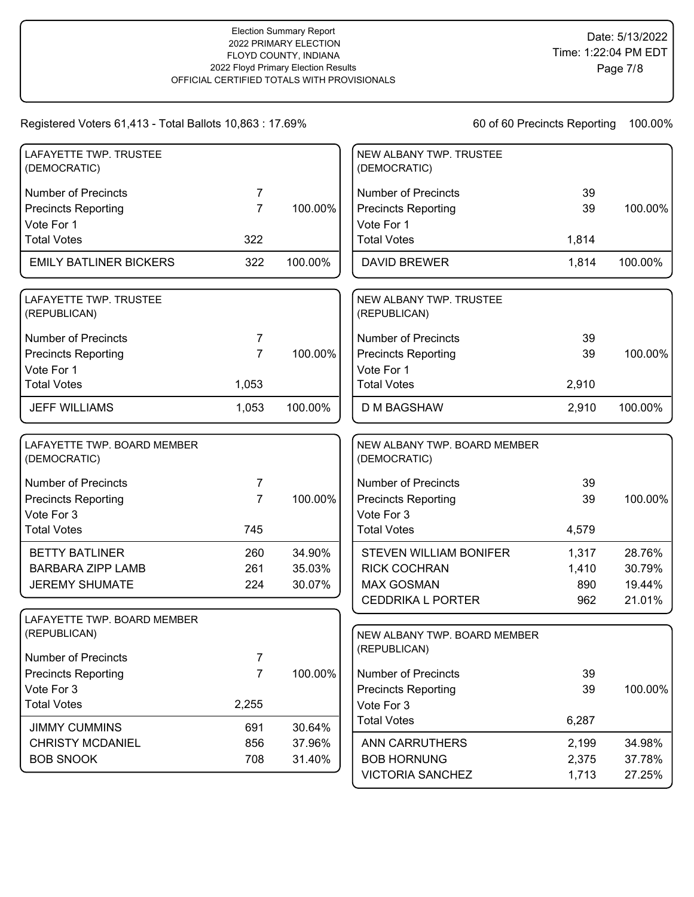Election Summary Report
2022 PRIMARY ELECTION
FLOYD COUNTY, INDIANA
2022 Floyd Primary Election Results
OFFICIAL CERTIFIED TOTALS WITH PROVISIONALS

Date: 5/13/2022
Time: 1:22:04 PM EDT

Registered Voters 61,413 - Total Ballots 10,863 : 17.69%

60 of 60 Precincts Reporting 100.00%

## LAFAYETTE TWP. TRUSTEE (DEMOCRATIC)

| | | |
|---|---|---|
| Number of Precincts | 7 | |
| Precincts Reporting | 7 | 100.00% |
| Vote For 1 | | |
| Total Votes | 322 | |
| EMILY BATLINER BICKERS | 322 | 100.00% |

## LAFAYETTE TWP. TRUSTEE (REPUBLICAN)

| | | |
|---|---|---|
| Number of Precincts | 7 | |
| Precincts Reporting | 7 | 100.00% |
| Vote For 1 | | |
| Total Votes | 1,053 | |
| JEFF WILLIAMS | 1,053 | 100.00% |

## LAFAYETTE TWP. BOARD MEMBER (DEMOCRATIC)

| | | |
|---|---|---|
| Number of Precincts | 7 | |
| Precincts Reporting | 7 | 100.00% |
| Vote For 3 | | |
| Total Votes | 745 | |
| BETTY BATLINER | 260 | 34.90% |
| BARBARA ZIPP LAMB | 261 | 35.03% |
| JEREMY SHUMATE | 224 | 30.07% |

## LAFAYETTE TWP. BOARD MEMBER (REPUBLICAN)

| | | |
|---|---|---|
| Number of Precincts | 7 | |
| Precincts Reporting | 7 | 100.00% |
| Vote For 3 | | |
| Total Votes | 2,255 | |
| JIMMY CUMMINS | 691 | 30.64% |
| CHRISTY MCDANIEL | 856 | 37.96% |
| BOB SNOOK | 708 | 31.40% |

## NEW ALBANY TWP. TRUSTEE (DEMOCRATIC)

| | | |
|---|---|---|
| Number of Precincts | 39 | |
| Precincts Reporting | 39 | 100.00% |
| Vote For 1 | | |
| Total Votes | 1,814 | |
| DAVID BREWER | 1,814 | 100.00% |

## NEW ALBANY TWP. TRUSTEE (REPUBLICAN)

| | | |
|---|---|---|
| Number of Precincts | 39 | |
| Precincts Reporting | 39 | 100.00% |
| Vote For 1 | | |
| Total Votes | 2,910 | |
| D M BAGSHAW | 2,910 | 100.00% |

## NEW ALBANY TWP. BOARD MEMBER (DEMOCRATIC)

| | | |
|---|---|---|
| Number of Precincts | 39 | |
| Precincts Reporting | 39 | 100.00% |
| Vote For 3 | | |
| Total Votes | 4,579 | |
| STEVEN WILLIAM BONIFER | 1,317 | 28.76% |
| RICK COCHRAN | 1,410 | 30.79% |
| MAX GOSMAN | 890 | 19.44% |
| CEDDRIKA L PORTER | 962 | 21.01% |

## NEW ALBANY TWP. BOARD MEMBER (REPUBLICAN)

| | | |
|---|---|---|
| Number of Precincts | 39 | |
| Precincts Reporting | 39 | 100.00% |
| Vote For 3 | | |
| Total Votes | 6,287 | |
| ANN CARRUTHERS | 2,199 | 34.98% |
| BOB HORNUNG | 2,375 | 37.78% |
| VICTORIA SANCHEZ | 1,713 | 27.25% |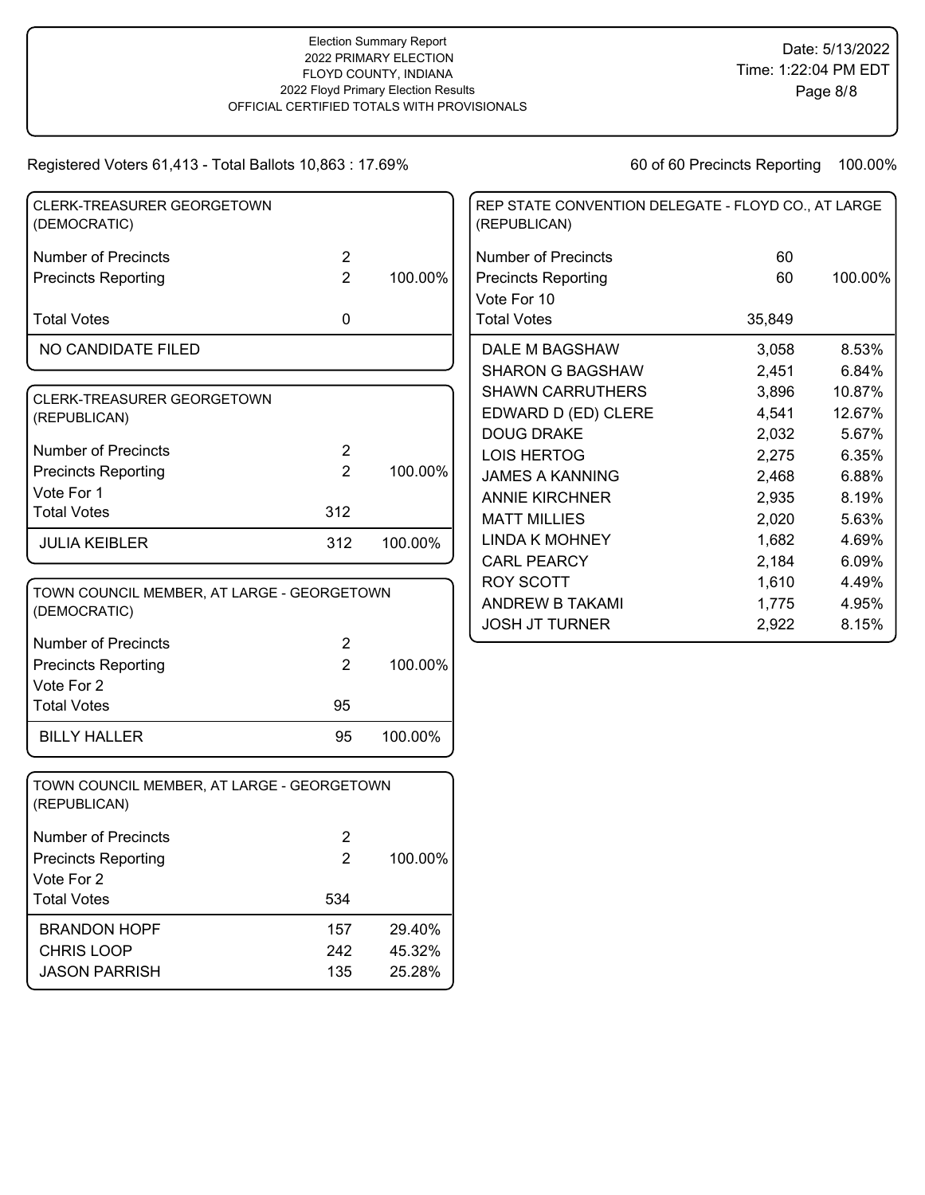Election Summary Report
2022 PRIMARY ELECTION
FLOYD COUNTY, INDIANA
2022 Floyd Primary Election Results
OFFICIAL CERTIFIED TOTALS WITH PROVISIONALS

Date: 5/13/2022
Time: 1:22:04 PM EDT

Registered Voters 61,413 - Total Ballots 10,863 : 17.69%

60 of 60 Precincts Reporting 100.00%

## CLERK-TREASURER GEORGETOWN (DEMOCRATIC)

| | | |
|---|---|---|
| Number of Precincts | 2 | |
| Precincts Reporting | 2 | 100.00% |
| Total Votes | 0 | |
| NO CANDIDATE FILED | | |

## CLERK-TREASURER GEORGETOWN (REPUBLICAN)

| | | |
|---|---|---|
| Number of Precincts | 2 | |
| Precincts Reporting | 2 | 100.00% |
| Vote For 1 | | |
| Total Votes | 312 | |
| JULIA KEIBLER | 312 | 100.00% |

## TOWN COUNCIL MEMBER, AT LARGE - GEORGETOWN (DEMOCRATIC)

| | | |
|---|---|---|
| Number of Precincts | 2 | |
| Precincts Reporting | 2 | 100.00% |
| Vote For 2 | | |
| Total Votes | 95 | |
| BILLY HALLER | 95 | 100.00% |

## TOWN COUNCIL MEMBER, AT LARGE - GEORGETOWN (REPUBLICAN)

| | | |
|---|---|---|
| Number of Precincts | 2 | |
| Precincts Reporting | 2 | 100.00% |
| Vote For 2 | | |
| Total Votes | 534 | |
| BRANDON HOPF | 157 | 29.40% |
| CHRIS LOOP | 242 | 45.32% |
| JASON PARRISH | 135 | 25.28% |

## REP STATE CONVENTION DELEGATE - FLOYD CO., AT LARGE (REPUBLICAN)

| | | |
|---|---|---|
| Number of Precincts | 60 | |
| Precincts Reporting | 60 | 100.00% |
| Vote For 10 | | |
| Total Votes | 35,849 | |
| DALE M BAGSHAW | 3,058 | 8.53% |
| SHARON G BAGSHAW | 2,451 | 6.84% |
| SHAWN CARRUTHERS | 3,896 | 10.87% |
| EDWARD D (ED) CLERE | 4,541 | 12.67% |
| DOUG DRAKE | 2,032 | 5.67% |
| LOIS HERTOG | 2,275 | 6.35% |
| JAMES A KANNING | 2,468 | 6.88% |
| ANNIE KIRCHNER | 2,935 | 8.19% |
| MATT MILLIES | 2,020 | 5.63% |
| LINDA K MOHNEY | 1,682 | 4.69% |
| CARL PEARCY | 2,184 | 6.09% |
| ROY SCOTT | 1,610 | 4.49% |
| ANDREW B TAKAMI | 1,775 | 4.95% |
| JOSH JT TURNER | 2,922 | 8.15% |